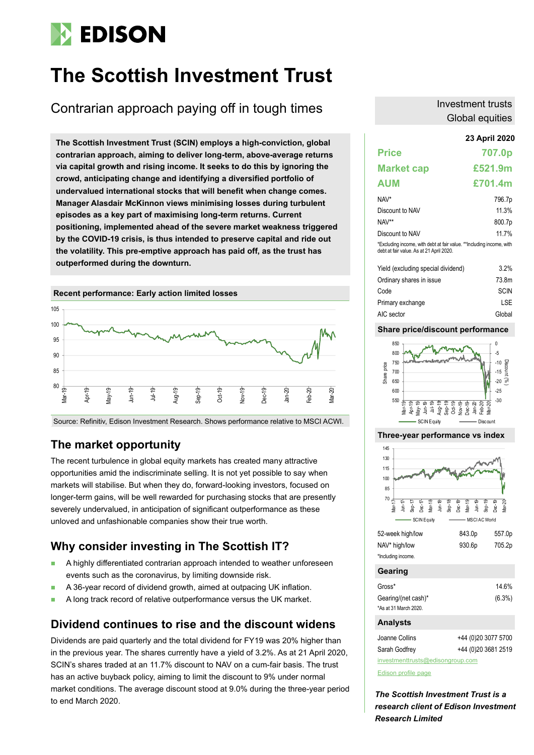# EDISON

# The Scottish Investment Trust

## Contrarian approach paying off in tough times

Investment trusts
Global equities

**The Scottish Investment Trust (SCIN) employs a high-conviction, global contrarian approach, aiming to deliver long-term, above-average returns via capital growth and rising income. It seeks to do this by ignoring the crowd, anticipating change and identifying a diversified portfolio of undervalued international stocks that will benefit when change comes. Manager Alasdair McKinnon views minimising losses during turbulent episodes as a key part of maximising long-term returns. Current positioning, implemented ahead of the severe market weakness triggered by the COVID-19 crisis, is thus intended to preserve capital and ride out the volatility. This pre-emptive approach has paid off, as the trust has outperformed during the downturn.**

**Recent performance: Early action limited losses**

Source: Refinitiv, Edison Investment Research. Shows performance relative to MSCI ACWI.

## The market opportunity

The recent turbulence in global equity markets has created many attractive opportunities amid the indiscriminate selling. It is not yet possible to say when markets will stabilise. But when they do, forward-looking investors, focused on longer-term gains, will be well rewarded for purchasing stocks that are presently severely undervalued, in anticipation of significant outperformance as these unloved and unfashionable companies show their true worth.

## Why consider investing in The Scottish IT?

- A highly differentiated contrarian approach intended to weather unforeseen events such as the coronavirus, by limiting downside risk.
- A 36-year record of dividend growth, aimed at outpacing UK inflation.
- A long track record of relative outperformance versus the UK market.

## Dividend continues to rise and the discount widens

Dividends are paid quarterly and the total dividend for FY19 was 20% higher than in the previous year. The shares currently have a yield of 3.2%. As at 21 April 2020, SCIN's shares traded at an 11.7% discount to NAV on a cum-fair basis. The trust has an active buyback policy, aiming to limit the discount to 9% under normal market conditions. The average discount stood at 9.0% during the three-year period to end March 2020.

**23 April 2020**

| | |
|---|---|
| **Price** | **707.0p** |
| **Market cap** | **£521.9m** |
| **AUM** | **£701.4m** |

| | |
|---|---|
| NAV* | 796.7p |
| Discount to NAV | 11.3% |
| NAV** | 800.7p |
| Discount to NAV | 11.7% |

*Excluding income, with debt at fair value. **Including income, with debt at fair value. As at 21 April 2020.

| | |
|---|---|
| Yield (excluding special dividend) | 3.2% |
| Ordinary shares in issue | 73.8m |
| Code | SCIN |
| Primary exchange | LSE |
| AIC sector | Global |

**Share price/discount performance**

**Three-year performance vs index**

| | | |
|---|---|---|
| 52-week high/low | 843.0p | 557.0p |
| NAV* high/low | 930.6p | 705.2p |

*Including income.

**Gearing**

| | |
|---|---|
| Gross* | 14.6% |
| Gearing/(net cash)* | (6.3%) |

*As at 31 March 2020.

**Analysts**

| | |
|---|---|
| Joanne Collins | +44 (0)20 3077 5700 |
| Sarah Godfrey | +44 (0)20 3681 2519 |

investmenttrusts@edisongroup.com

Edison profile page

***The Scottish Investment Trust is a research client of Edison Investment Research Limited***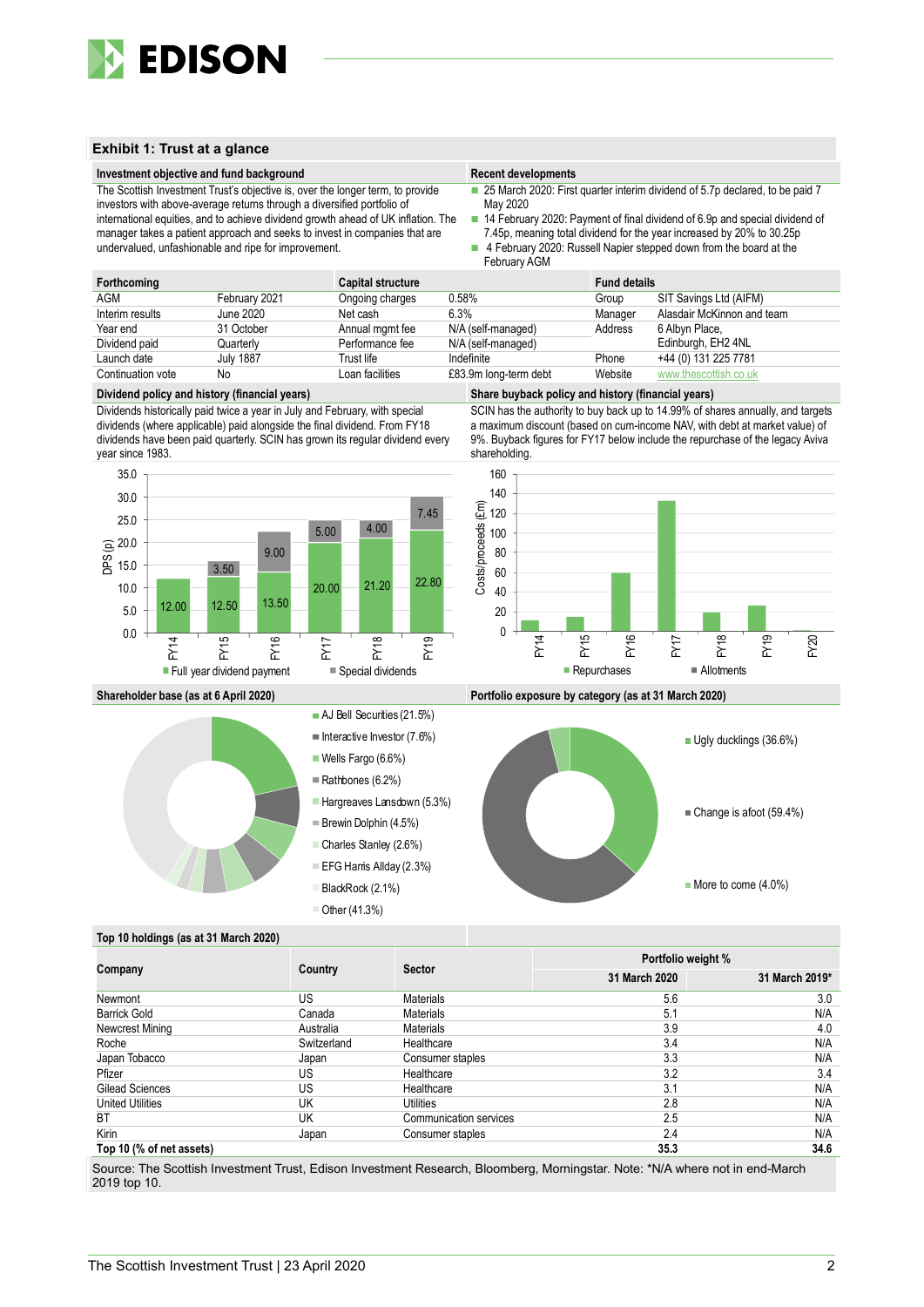## Exhibit 1: Trust at a glance

**Investment objective and fund background**

The Scottish Investment Trust's objective is, over the longer term, to provide investors with above-average returns through a diversified portfolio of international equities, and to achieve dividend growth ahead of UK inflation. The manager takes a patient approach and seeks to invest in companies that are undervalued, unfashionable and ripe for improvement.

**Recent developments**

- 25 March 2020: First quarter interim dividend of 5.7p declared, to be paid 7 May 2020
- 14 February 2020: Payment of final dividend of 6.9p and special dividend of 7.45p, meaning total dividend for the year increased by 20% to 30.25p
- 4 February 2020: Russell Napier stepped down from the board at the February AGM

| Forthcoming | | Capital structure | | Fund details | |
|---|---|---|---|---|---|
| AGM | February 2021 | Ongoing charges | 0.58% | Group | SIT Savings Ltd (AIFM) |
| Interim results | June 2020 | Net cash | 6.3% | Manager | Alasdair McKinnon and team |
| Year end | 31 October | Annual mgmt fee | N/A (self-managed) | Address | 6 Albyn Place, |
| Dividend paid | Quarterly | Performance fee | N/A (self-managed) | | Edinburgh, EH2 4NL |
| Launch date | July 1887 | Trust life | Indefinite | Phone | +44 (0) 131 225 7781 |
| Continuation vote | No | Loan facilities | £83.9m long-term debt | Website | www.thescottish.co.uk |

**Dividend policy and history (financial years)**

Dividends historically paid twice a year in July and February, with special dividends (where applicable) paid alongside the final dividend. From FY18 dividends have been paid quarterly. SCIN has grown its regular dividend every year since 1983.

| DPS (p) | Full year dividend payment | Special dividends |
|---|---|---|
| FY14 | 12.00 | |
| FY15 | 12.50 | 3.50 |
| FY16 | 13.50 | 9.00 |
| FY17 | 20.00 | 5.00 |
| FY18 | 21.20 | 4.00 |
| FY19 | 22.80 | 7.45 |

**Share buyback policy and history (financial years)**

SCIN has the authority to buy back up to 14.99% of shares annually, and targets a maximum discount (based on cum-income NAV, with debt at market value) of 9%. Buyback figures for FY17 below include the repurchase of the legacy Aviva shareholding.

Chart: Costs/proceeds (£m) of Repurchases and Allotments, FY14–FY20 (repurchases approx.: FY14 ~12, FY15 ~15, FY16 ~60, FY17 ~133, FY18 ~20, FY19 ~27, FY20 ~1).

**Shareholder base (as at 6 April 2020)**

- AJ Bell Securities (21.5%)
- Interactive Investor (7.6%)
- Wells Fargo (6.6%)
- Rathbones (6.2%)
- Hargreaves Lansdown (5.3%)
- Brewin Dolphin (4.5%)
- Charles Stanley (2.6%)
- EFG Harris Allday (2.3%)
- BlackRock (2.1%)
- Other (41.3%)

**Portfolio exposure by category (as at 31 March 2020)**

- Ugly ducklings (36.6%)
- Change is afoot (59.4%)
- More to come (4.0%)

**Top 10 holdings (as at 31 March 2020)**

| Company | Country | Sector | Portfolio weight % | |
|---|---|---|---|---|
| | | | 31 March 2020 | 31 March 2019* |
| Newmont | US | Materials | 5.6 | 3.0 |
| Barrick Gold | Canada | Materials | 5.1 | N/A |
| Newcrest Mining | Australia | Materials | 3.9 | 4.0 |
| Roche | Switzerland | Healthcare | 3.4 | N/A |
| Japan Tobacco | Japan | Consumer staples | 3.3 | N/A |
| Pfizer | US | Healthcare | 3.2 | 3.4 |
| Gilead Sciences | US | Healthcare | 3.1 | N/A |
| United Utilities | UK | Utilities | 2.8 | N/A |
| BT | UK | Communication services | 2.5 | N/A |
| Kirin | Japan | Consumer staples | 2.4 | N/A |
| **Top 10 (% of net assets)** | | | **35.3** | **34.6** |

Source: The Scottish Investment Trust, Edison Investment Research, Bloomberg, Morningstar. Note: *N/A where not in end-March 2019 top 10.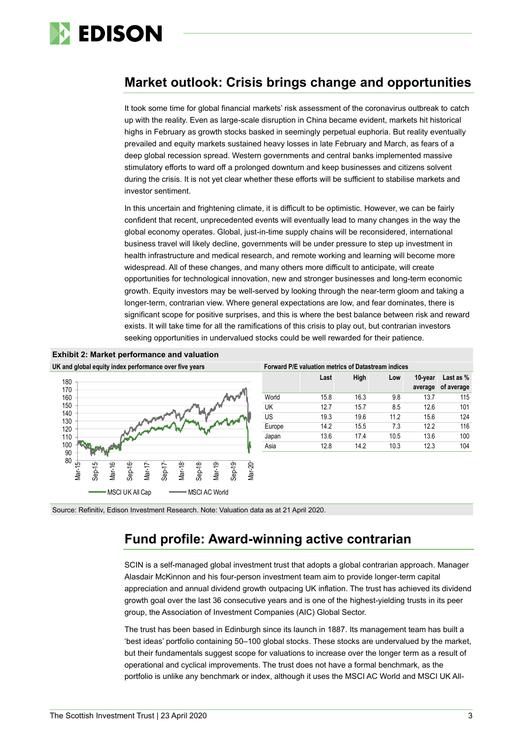## Market outlook: Crisis brings change and opportunities

It took some time for global financial markets' risk assessment of the coronavirus outbreak to catch up with the reality. Even as large-scale disruption in China became evident, markets hit historical highs in February as growth stocks basked in seemingly perpetual euphoria. But reality eventually prevailed and equity markets sustained heavy losses in late February and March, as fears of a deep global recession spread. Western governments and central banks implemented massive stimulatory efforts to ward off a prolonged downturn and keep businesses and citizens solvent during the crisis. It is not yet clear whether these efforts will be sufficient to stabilise markets and investor sentiment.

In this uncertain and frightening climate, it is difficult to be optimistic. However, we can be fairly confident that recent, unprecedented events will eventually lead to many changes in the way the global economy operates. Global, just-in-time supply chains will be reconsidered, international business travel will likely decline, governments will be under pressure to step up investment in health infrastructure and medical research, and remote working and learning will become more widespread. All of these changes, and many others more difficult to anticipate, will create opportunities for technological innovation, new and stronger businesses and long-term economic growth. Equity investors may be well-served by looking through the near-term gloom and taking a longer-term, contrarian view. Where general expectations are low, and fear dominates, there is significant scope for positive surprises, and this is where the best balance between risk and reward exists. It will take time for all the ramifications of this crisis to play out, but contrarian investors seeking opportunities in undervalued stocks could be well rewarded for their patience.

**Exhibit 2: Market performance and valuation**

**UK and global equity index performance over five years**

(Chart: MSCI UK All Cap and MSCI AC World, Mar-15 to Mar-20)

**Forward P/E valuation metrics of Datastream indices**

| | Last | High | Low | 10-year average | Last as % of average |
|---|---|---|---|---|---|
| World | 15.8 | 16.3 | 9.8 | 13.7 | 115 |
| UK | 12.7 | 15.7 | 8.5 | 12.6 | 101 |
| US | 19.3 | 19.6 | 11.2 | 15.6 | 124 |
| Europe | 14.2 | 15.5 | 7.3 | 12.2 | 116 |
| Japan | 13.6 | 17.4 | 10.5 | 13.6 | 100 |
| Asia | 12.8 | 14.2 | 10.3 | 12.3 | 104 |

Source: Refinitiv, Edison Investment Research. Note: Valuation data as at 21 April 2020.

## Fund profile: Award-winning active contrarian

SCIN is a self-managed global investment trust that adopts a global contrarian approach. Manager Alasdair McKinnon and his four-person investment team aim to provide longer-term capital appreciation and annual dividend growth outpacing UK inflation. The trust has achieved its dividend growth goal over the last 36 consecutive years and is one of the highest-yielding trusts in its peer group, the Association of Investment Companies (AIC) Global Sector.

The trust has been based in Edinburgh since its launch in 1887. Its management team has built a 'best ideas' portfolio containing 50–100 global stocks. These stocks are undervalued by the market, but their fundamentals suggest scope for valuations to increase over the longer term as a result of operational and cyclical improvements. The trust does not have a formal benchmark, as the portfolio is unlike any benchmark or index, although it uses the MSCI AC World and MSCI UK All-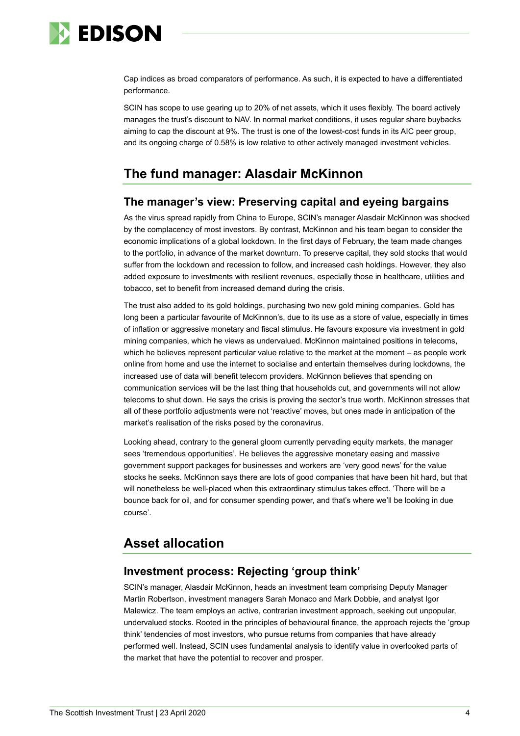Cap indices as broad comparators of performance. As such, it is expected to have a differentiated performance.

SCIN has scope to use gearing up to 20% of net assets, which it uses flexibly. The board actively manages the trust's discount to NAV. In normal market conditions, it uses regular share buybacks aiming to cap the discount at 9%. The trust is one of the lowest-cost funds in its AIC peer group, and its ongoing charge of 0.58% is low relative to other actively managed investment vehicles.

## The fund manager: Alasdair McKinnon

### The manager's view: Preserving capital and eyeing bargains

As the virus spread rapidly from China to Europe, SCIN's manager Alasdair McKinnon was shocked by the complacency of most investors. By contrast, McKinnon and his team began to consider the economic implications of a global lockdown. In the first days of February, the team made changes to the portfolio, in advance of the market downturn. To preserve capital, they sold stocks that would suffer from the lockdown and recession to follow, and increased cash holdings. However, they also added exposure to investments with resilient revenues, especially those in healthcare, utilities and tobacco, set to benefit from increased demand during the crisis.

The trust also added to its gold holdings, purchasing two new gold mining companies. Gold has long been a particular favourite of McKinnon's, due to its use as a store of value, especially in times of inflation or aggressive monetary and fiscal stimulus. He favours exposure via investment in gold mining companies, which he views as undervalued. McKinnon maintained positions in telecoms, which he believes represent particular value relative to the market at the moment – as people work online from home and use the internet to socialise and entertain themselves during lockdowns, the increased use of data will benefit telecom providers. McKinnon believes that spending on communication services will be the last thing that households cut, and governments will not allow telecoms to shut down. He says the crisis is proving the sector's true worth. McKinnon stresses that all of these portfolio adjustments were not 'reactive' moves, but ones made in anticipation of the market's realisation of the risks posed by the coronavirus.

Looking ahead, contrary to the general gloom currently pervading equity markets, the manager sees 'tremendous opportunities'. He believes the aggressive monetary easing and massive government support packages for businesses and workers are 'very good news' for the value stocks he seeks. McKinnon says there are lots of good companies that have been hit hard, but that will nonetheless be well-placed when this extraordinary stimulus takes effect. 'There will be a bounce back for oil, and for consumer spending power, and that's where we'll be looking in due course'.

## Asset allocation

### Investment process: Rejecting 'group think'

SCIN's manager, Alasdair McKinnon, heads an investment team comprising Deputy Manager Martin Robertson, investment managers Sarah Monaco and Mark Dobbie, and analyst Igor Malewicz. The team employs an active, contrarian investment approach, seeking out unpopular, undervalued stocks. Rooted in the principles of behavioural finance, the approach rejects the 'group think' tendencies of most investors, who pursue returns from companies that have already performed well. Instead, SCIN uses fundamental analysis to identify value in overlooked parts of the market that have the potential to recover and prosper.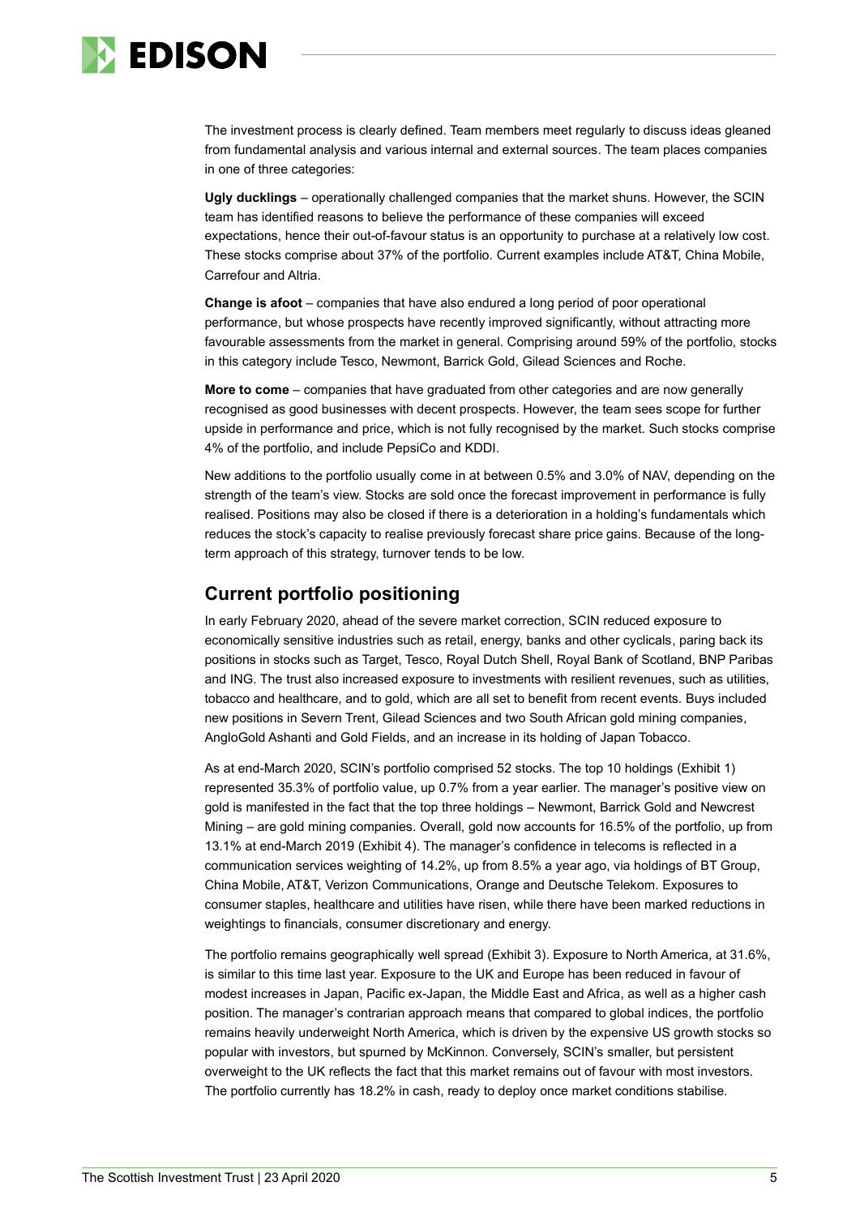The investment process is clearly defined. Team members meet regularly to discuss ideas gleaned from fundamental analysis and various internal and external sources. The team places companies in one of three categories:

**Ugly ducklings** – operationally challenged companies that the market shuns. However, the SCIN team has identified reasons to believe the performance of these companies will exceed expectations, hence their out-of-favour status is an opportunity to purchase at a relatively low cost. These stocks comprise about 37% of the portfolio. Current examples include AT&T, China Mobile, Carrefour and Altria.

**Change is afoot** – companies that have also endured a long period of poor operational performance, but whose prospects have recently improved significantly, without attracting more favourable assessments from the market in general. Comprising around 59% of the portfolio, stocks in this category include Tesco, Newmont, Barrick Gold, Gilead Sciences and Roche.

**More to come** – companies that have graduated from other categories and are now generally recognised as good businesses with decent prospects. However, the team sees scope for further upside in performance and price, which is not fully recognised by the market. Such stocks comprise 4% of the portfolio, and include PepsiCo and KDDI.

New additions to the portfolio usually come in at between 0.5% and 3.0% of NAV, depending on the strength of the team's view. Stocks are sold once the forecast improvement in performance is fully realised. Positions may also be closed if there is a deterioration in a holding's fundamentals which reduces the stock's capacity to realise previously forecast share price gains. Because of the long-term approach of this strategy, turnover tends to be low.

## Current portfolio positioning

In early February 2020, ahead of the severe market correction, SCIN reduced exposure to economically sensitive industries such as retail, energy, banks and other cyclicals, paring back its positions in stocks such as Target, Tesco, Royal Dutch Shell, Royal Bank of Scotland, BNP Paribas and ING. The trust also increased exposure to investments with resilient revenues, such as utilities, tobacco and healthcare, and to gold, which are all set to benefit from recent events. Buys included new positions in Severn Trent, Gilead Sciences and two South African gold mining companies, AngloGold Ashanti and Gold Fields, and an increase in its holding of Japan Tobacco.

As at end-March 2020, SCIN's portfolio comprised 52 stocks. The top 10 holdings (Exhibit 1) represented 35.3% of portfolio value, up 0.7% from a year earlier. The manager's positive view on gold is manifested in the fact that the top three holdings – Newmont, Barrick Gold and Newcrest Mining – are gold mining companies. Overall, gold now accounts for 16.5% of the portfolio, up from 13.1% at end-March 2019 (Exhibit 4). The manager's confidence in telecoms is reflected in a communication services weighting of 14.2%, up from 8.5% a year ago, via holdings of BT Group, China Mobile, AT&T, Verizon Communications, Orange and Deutsche Telekom. Exposures to consumer staples, healthcare and utilities have risen, while there have been marked reductions in weightings to financials, consumer discretionary and energy.

The portfolio remains geographically well spread (Exhibit 3). Exposure to North America, at 31.6%, is similar to this time last year. Exposure to the UK and Europe has been reduced in favour of modest increases in Japan, Pacific ex-Japan, the Middle East and Africa, as well as a higher cash position. The manager's contrarian approach means that compared to global indices, the portfolio remains heavily underweight North America, which is driven by the expensive US growth stocks so popular with investors, but spurned by McKinnon. Conversely, SCIN's smaller, but persistent overweight to the UK reflects the fact that this market remains out of favour with most investors. The portfolio currently has 18.2% in cash, ready to deploy once market conditions stabilise.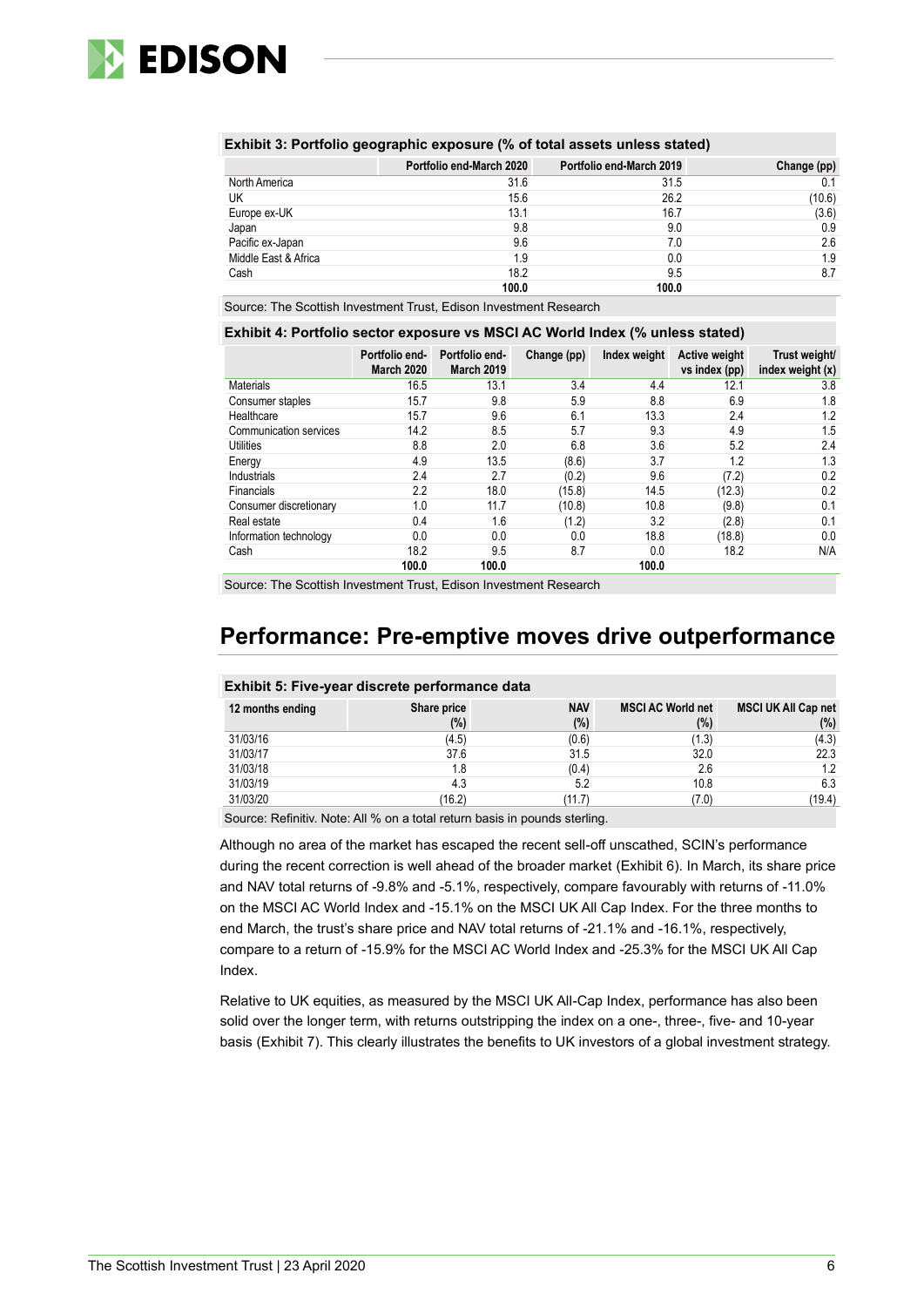**Exhibit 3: Portfolio geographic exposure (% of total assets unless stated)**

| | Portfolio end-March 2020 | Portfolio end-March 2019 | Change (pp) |
|---|---|---|---|
| North America | 31.6 | 31.5 | 0.1 |
| UK | 15.6 | 26.2 | (10.6) |
| Europe ex-UK | 13.1 | 16.7 | (3.6) |
| Japan | 9.8 | 9.0 | 0.9 |
| Pacific ex-Japan | 9.6 | 7.0 | 2.6 |
| Middle East & Africa | 1.9 | 0.0 | 1.9 |
| Cash | 18.2 | 9.5 | 8.7 |
| | **100.0** | **100.0** | |

Source: The Scottish Investment Trust, Edison Investment Research

**Exhibit 4: Portfolio sector exposure vs MSCI AC World Index (% unless stated)**

| | Portfolio end-March 2020 | Portfolio end-March 2019 | Change (pp) | Index weight | Active weight vs index (pp) | Trust weight/ index weight (x) |
|---|---|---|---|---|---|---|
| Materials | 16.5 | 13.1 | 3.4 | 4.4 | 12.1 | 3.8 |
| Consumer staples | 15.7 | 9.8 | 5.9 | 8.8 | 6.9 | 1.8 |
| Healthcare | 15.7 | 9.6 | 6.1 | 13.3 | 2.4 | 1.2 |
| Communication services | 14.2 | 8.5 | 5.7 | 9.3 | 4.9 | 1.5 |
| Utilities | 8.8 | 2.0 | 6.8 | 3.6 | 5.2 | 2.4 |
| Energy | 4.9 | 13.5 | (8.6) | 3.7 | 1.2 | 1.3 |
| Industrials | 2.4 | 2.7 | (0.2) | 9.6 | (7.2) | 0.2 |
| Financials | 2.2 | 18.0 | (15.8) | 14.5 | (12.3) | 0.2 |
| Consumer discretionary | 1.0 | 11.7 | (10.8) | 10.8 | (9.8) | 0.1 |
| Real estate | 0.4 | 1.6 | (1.2) | 3.2 | (2.8) | 0.1 |
| Information technology | 0.0 | 0.0 | 0.0 | 18.8 | (18.8) | 0.0 |
| Cash | 18.2 | 9.5 | 8.7 | 0.0 | 18.2 | N/A |
| | **100.0** | **100.0** | | **100.0** | | |

Source: The Scottish Investment Trust, Edison Investment Research

## Performance: Pre-emptive moves drive outperformance

**Exhibit 5: Five-year discrete performance data**

| 12 months ending | Share price (%) | NAV (%) | MSCI AC World net (%) | MSCI UK All Cap net (%) |
|---|---|---|---|---|
| 31/03/16 | (4.5) | (0.6) | (1.3) | (4.3) |
| 31/03/17 | 37.6 | 31.5 | 32.0 | 22.3 |
| 31/03/18 | 1.8 | (0.4) | 2.6 | 1.2 |
| 31/03/19 | 4.3 | 5.2 | 10.8 | 6.3 |
| 31/03/20 | (16.2) | (11.7) | (7.0) | (19.4) |

Source: Refinitiv. Note: All % on a total return basis in pounds sterling.

Although no area of the market has escaped the recent sell-off unscathed, SCIN's performance during the recent correction is well ahead of the broader market (Exhibit 6). In March, its share price and NAV total returns of -9.8% and -5.1%, respectively, compare favourably with returns of -11.0% on the MSCI AC World Index and -15.1% on the MSCI UK All Cap Index. For the three months to end March, the trust's share price and NAV total returns of -21.1% and -16.1%, respectively, compare to a return of -15.9% for the MSCI AC World Index and -25.3% for the MSCI UK All Cap Index.

Relative to UK equities, as measured by the MSCI UK All-Cap Index, performance has also been solid over the longer term, with returns outstripping the index on a one-, three-, five- and 10-year basis (Exhibit 7). This clearly illustrates the benefits to UK investors of a global investment strategy.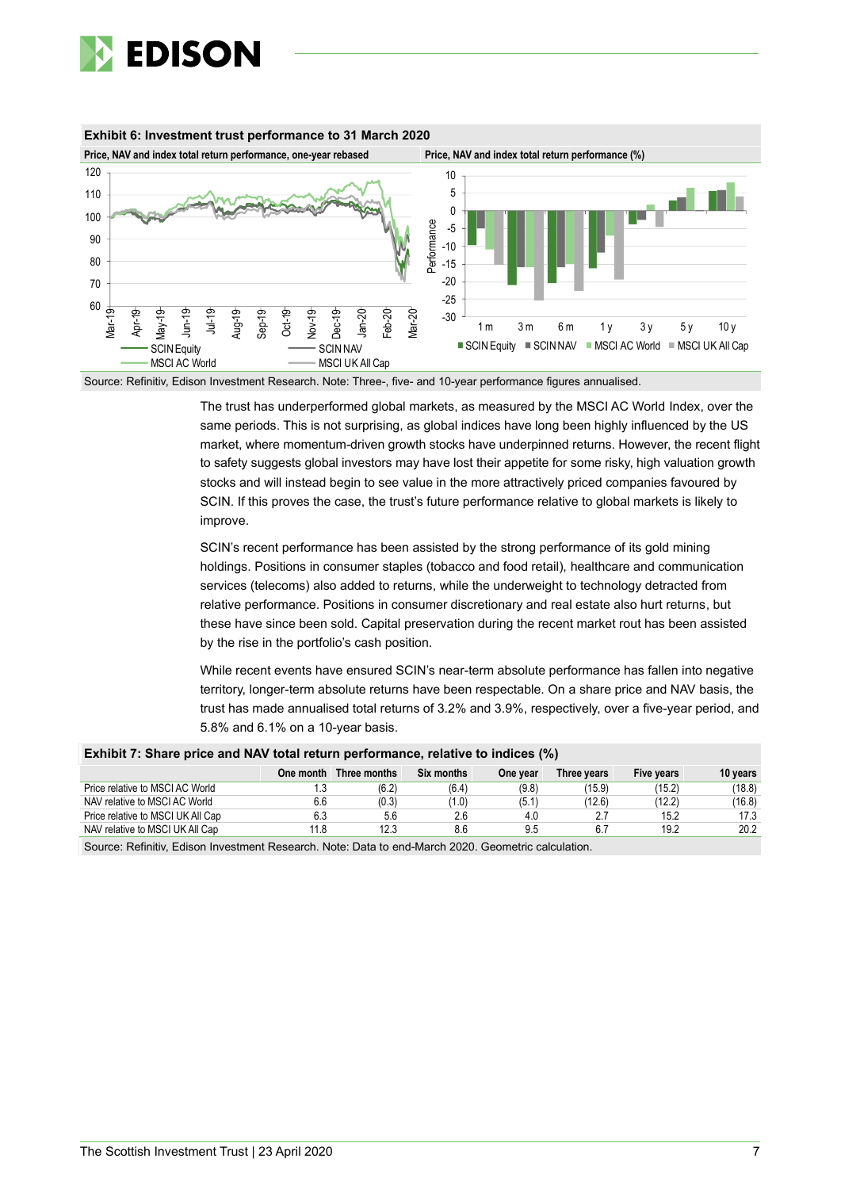**Exhibit 6: Investment trust performance to 31 March 2020**

Price, NAV and index total return performance, one-year rebased | Price, NAV and index total return performance (%)

Source: Refinitiv, Edison Investment Research. Note: Three-, five- and 10-year performance figures annualised.

The trust has underperformed global markets, as measured by the MSCI AC World Index, over the same periods. This is not surprising, as global indices have long been highly influenced by the US market, where momentum-driven growth stocks have underpinned returns. However, the recent flight to safety suggests global investors may have lost their appetite for some risky, high valuation growth stocks and will instead begin to see value in the more attractively priced companies favoured by SCIN. If this proves the case, the trust's future performance relative to global markets is likely to improve.

SCIN's recent performance has been assisted by the strong performance of its gold mining holdings. Positions in consumer staples (tobacco and food retail), healthcare and communication services (telecoms) also added to returns, while the underweight to technology detracted from relative performance. Positions in consumer discretionary and real estate also hurt returns, but these have since been sold. Capital preservation during the recent market rout has been assisted by the rise in the portfolio's cash position.

While recent events have ensured SCIN's near-term absolute performance has fallen into negative territory, longer-term absolute returns have been respectable. On a share price and NAV basis, the trust has made annualised total returns of 3.2% and 3.9%, respectively, over a five-year period, and 5.8% and 6.1% on a 10-year basis.

**Exhibit 7: Share price and NAV total return performance, relative to indices (%)**

| | One month | Three months | Six months | One year | Three years | Five years | 10 years |
|---|---|---|---|---|---|---|---|
| Price relative to MSCI AC World | 1.3 | (6.2) | (6.4) | (9.8) | (15.9) | (15.2) | (18.8) |
| NAV relative to MSCI AC World | 6.6 | (0.3) | (1.0) | (5.1) | (12.6) | (12.2) | (16.8) |
| Price relative to MSCI UK All Cap | 6.3 | 5.6 | 2.6 | 4.0 | 2.7 | 15.2 | 17.3 |
| NAV relative to MSCI UK All Cap | 11.8 | 12.3 | 8.6 | 9.5 | 6.7 | 19.2 | 20.2 |

Source: Refinitiv, Edison Investment Research. Note: Data to end-March 2020. Geometric calculation.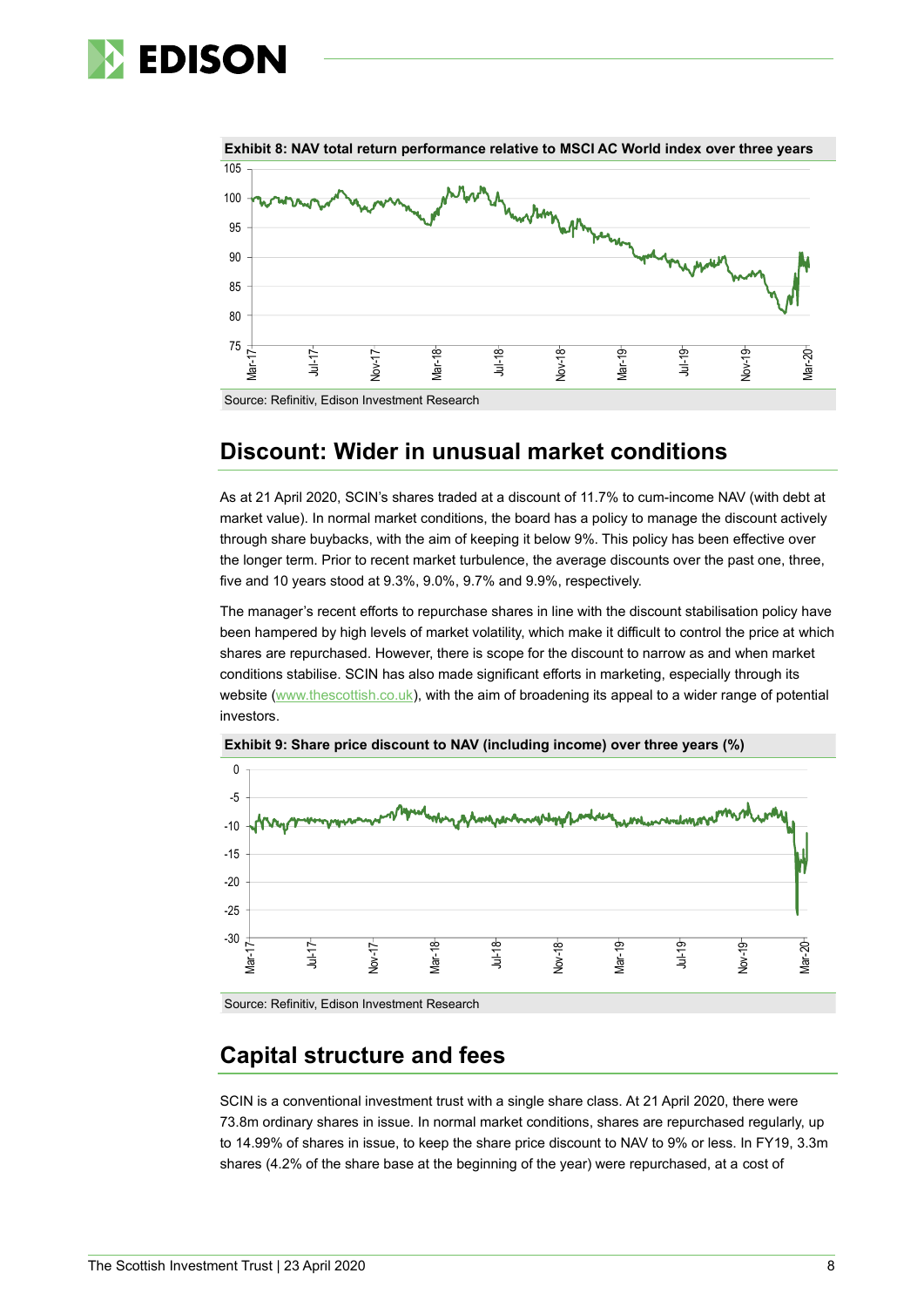**Exhibit 8: NAV total return performance relative to MSCI AC World index over three years**

Source: Refinitiv, Edison Investment Research

## Discount: Wider in unusual market conditions

As at 21 April 2020, SCIN's shares traded at a discount of 11.7% to cum-income NAV (with debt at market value). In normal market conditions, the board has a policy to manage the discount actively through share buybacks, with the aim of keeping it below 9%. This policy has been effective over the longer term. Prior to recent market turbulence, the average discounts over the past one, three, five and 10 years stood at 9.3%, 9.0%, 9.7% and 9.9%, respectively.

The manager's recent efforts to repurchase shares in line with the discount stabilisation policy have been hampered by high levels of market volatility, which make it difficult to control the price at which shares are repurchased. However, there is scope for the discount to narrow as and when market conditions stabilise. SCIN has also made significant efforts in marketing, especially through its website (www.thescottish.co.uk), with the aim of broadening its appeal to a wider range of potential investors.

**Exhibit 9: Share price discount to NAV (including income) over three years (%)**

Source: Refinitiv, Edison Investment Research

## Capital structure and fees

SCIN is a conventional investment trust with a single share class. At 21 April 2020, there were 73.8m ordinary shares in issue. In normal market conditions, shares are repurchased regularly, up to 14.99% of shares in issue, to keep the share price discount to NAV to 9% or less. In FY19, 3.3m shares (4.2% of the share base at the beginning of the year) were repurchased, at a cost of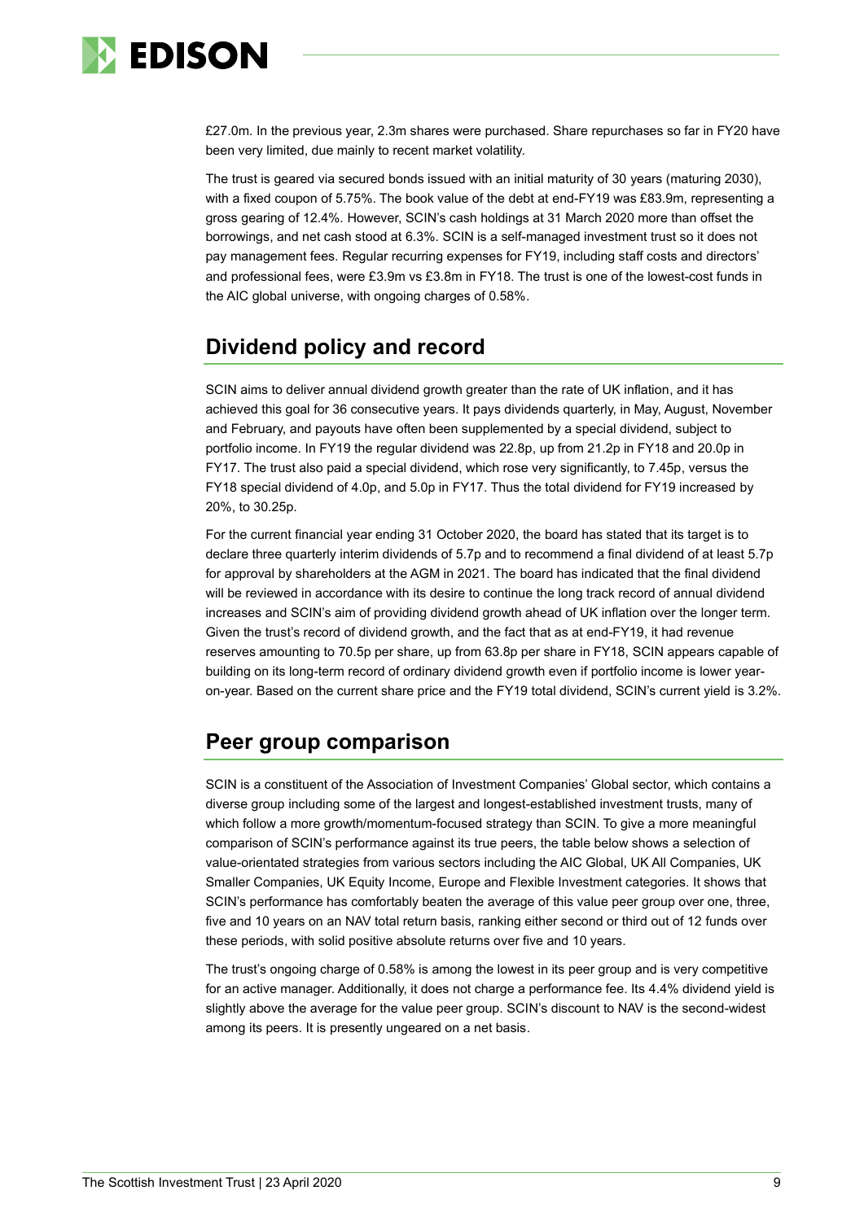£27.0m. In the previous year, 2.3m shares were purchased. Share repurchases so far in FY20 have been very limited, due mainly to recent market volatility.

The trust is geared via secured bonds issued with an initial maturity of 30 years (maturing 2030), with a fixed coupon of 5.75%. The book value of the debt at end-FY19 was £83.9m, representing a gross gearing of 12.4%. However, SCIN's cash holdings at 31 March 2020 more than offset the borrowings, and net cash stood at 6.3%. SCIN is a self-managed investment trust so it does not pay management fees. Regular recurring expenses for FY19, including staff costs and directors' and professional fees, were £3.9m vs £3.8m in FY18. The trust is one of the lowest-cost funds in the AIC global universe, with ongoing charges of 0.58%.

## Dividend policy and record

SCIN aims to deliver annual dividend growth greater than the rate of UK inflation, and it has achieved this goal for 36 consecutive years. It pays dividends quarterly, in May, August, November and February, and payouts have often been supplemented by a special dividend, subject to portfolio income. In FY19 the regular dividend was 22.8p, up from 21.2p in FY18 and 20.0p in FY17. The trust also paid a special dividend, which rose very significantly, to 7.45p, versus the FY18 special dividend of 4.0p, and 5.0p in FY17. Thus the total dividend for FY19 increased by 20%, to 30.25p.

For the current financial year ending 31 October 2020, the board has stated that its target is to declare three quarterly interim dividends of 5.7p and to recommend a final dividend of at least 5.7p for approval by shareholders at the AGM in 2021. The board has indicated that the final dividend will be reviewed in accordance with its desire to continue the long track record of annual dividend increases and SCIN's aim of providing dividend growth ahead of UK inflation over the longer term. Given the trust's record of dividend growth, and the fact that as at end-FY19, it had revenue reserves amounting to 70.5p per share, up from 63.8p per share in FY18, SCIN appears capable of building on its long-term record of ordinary dividend growth even if portfolio income is lower year-on-year. Based on the current share price and the FY19 total dividend, SCIN's current yield is 3.2%.

## Peer group comparison

SCIN is a constituent of the Association of Investment Companies' Global sector, which contains a diverse group including some of the largest and longest-established investment trusts, many of which follow a more growth/momentum-focused strategy than SCIN. To give a more meaningful comparison of SCIN's performance against its true peers, the table below shows a selection of value-orientated strategies from various sectors including the AIC Global, UK All Companies, UK Smaller Companies, UK Equity Income, Europe and Flexible Investment categories. It shows that SCIN's performance has comfortably beaten the average of this value peer group over one, three, five and 10 years on an NAV total return basis, ranking either second or third out of 12 funds over these periods, with solid positive absolute returns over five and 10 years.

The trust's ongoing charge of 0.58% is among the lowest in its peer group and is very competitive for an active manager. Additionally, it does not charge a performance fee. Its 4.4% dividend yield is slightly above the average for the value peer group. SCIN's discount to NAV is the second-widest among its peers. It is presently ungeared on a net basis.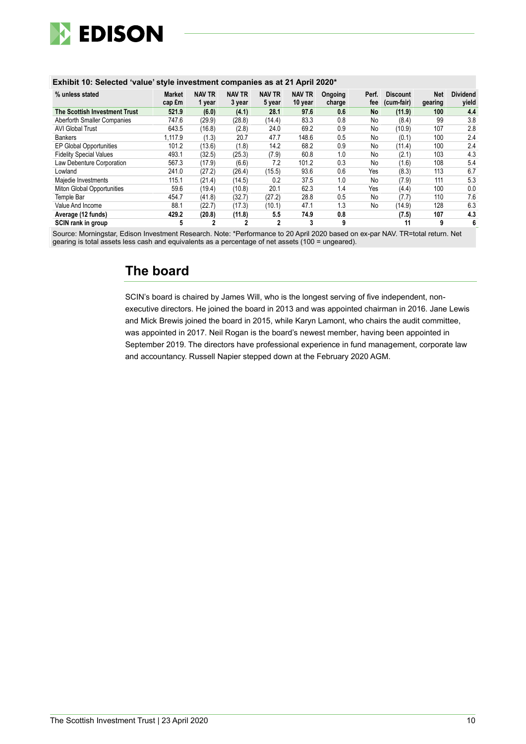**Exhibit 10: Selected 'value' style investment companies as at 21 April 2020***

| % unless stated | Market cap £m | NAV TR 1 year | NAV TR 3 year | NAV TR 5 year | NAV TR 10 year | Ongoing charge | Perf. fee | Discount (cum-fair) | Net gearing | Dividend yield |
|---|---|---|---|---|---|---|---|---|---|---|
| **The Scottish Investment Trust** | **521.9** | **(6.0)** | **(4.1)** | **28.1** | **97.6** | **0.6** | **No** | **(11.9)** | **100** | **4.4** |
| Aberforth Smaller Companies | 747.6 | (29.9) | (28.8) | (14.4) | 83.3 | 0.8 | No | (8.4) | 99 | 3.8 |
| AVI Global Trust | 643.5 | (16.8) | (2.8) | 24.0 | 69.2 | 0.9 | No | (10.9) | 107 | 2.8 |
| Bankers | 1,117.9 | (1.3) | 20.7 | 47.7 | 148.6 | 0.5 | No | (0.1) | 100 | 2.4 |
| EP Global Opportunities | 101.2 | (13.6) | (1.8) | 14.2 | 68.2 | 0.9 | No | (11.4) | 100 | 2.4 |
| Fidelity Special Values | 493.1 | (32.5) | (25.3) | (7.9) | 60.8 | 1.0 | No | (2.1) | 103 | 4.3 |
| Law Debenture Corporation | 567.3 | (17.9) | (6.6) | 7.2 | 101.2 | 0.3 | No | (1.6) | 108 | 5.4 |
| Lowland | 241.0 | (27.2) | (26.4) | (15.5) | 93.6 | 0.6 | Yes | (8.3) | 113 | 6.7 |
| Majedie Investments | 115.1 | (21.4) | (14.5) | 0.2 | 37.5 | 1.0 | No | (7.9) | 111 | 5.3 |
| Miton Global Opportunities | 59.6 | (19.4) | (10.8) | 20.1 | 62.3 | 1.4 | Yes | (4.4) | 100 | 0.0 |
| Temple Bar | 454.7 | (41.8) | (32.7) | (27.2) | 28.8 | 0.5 | No | (7.7) | 110 | 7.6 |
| Value And Income | 88.1 | (22.7) | (17.3) | (10.1) | 47.1 | 1.3 | No | (14.9) | 128 | 6.3 |
| **Average (12 funds)** | **429.2** | **(20.8)** | **(11.8)** | **5.5** | **74.9** | **0.8** | | **(7.5)** | **107** | **4.3** |
| **SCIN rank in group** | **5** | **2** | **2** | **2** | **3** | **9** | | **11** | **9** | **6** |

Source: Morningstar, Edison Investment Research. Note: *Performance to 20 April 2020 based on ex-par NAV. TR=total return. Net gearing is total assets less cash and equivalents as a percentage of net assets (100 = ungeared).

## The board

SCIN's board is chaired by James Will, who is the longest serving of five independent, non-executive directors. He joined the board in 2013 and was appointed chairman in 2016. Jane Lewis and Mick Brewis joined the board in 2015, while Karyn Lamont, who chairs the audit committee, was appointed in 2017. Neil Rogan is the board's newest member, having been appointed in September 2019. The directors have professional experience in fund management, corporate law and accountancy. Russell Napier stepped down at the February 2020 AGM.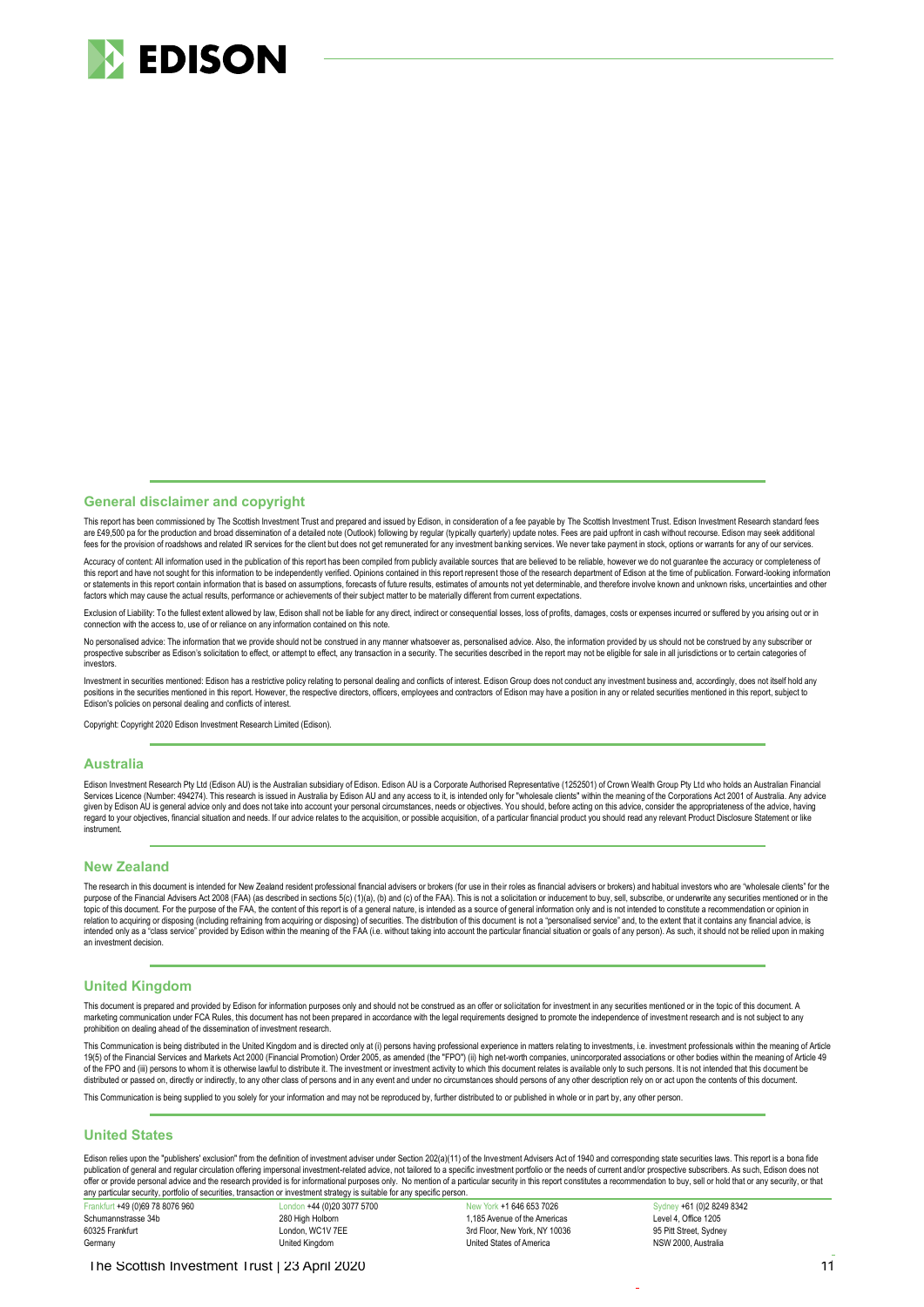## General disclaimer and copyright

This report has been commissioned by The Scottish Investment Trust and prepared and issued by Edison, in consideration of a fee payable by The Scottish Investment Trust. Edison Investment Research standard fees are £49,500 pa for the production and broad dissemination of a detailed note (Outlook) following by regular (typically quarterly) update notes. Fees are paid upfront in cash without recourse. Edison may seek additional fees for the provision of roadshows and related IR services for the client but does not get remunerated for any investment banking services. We never take payment in stock, options or warrants for any of our services.

Accuracy of content: All information used in the publication of this report has been compiled from publicly available sources that are believed to be reliable, however we do not guarantee the accuracy or completeness of this report and have not sought for this information to be independently verified. Opinions contained in this report represent those of the research department of Edison at the time of publication. Forward-looking information or statements in this report contain information that is based on assumptions, forecasts of future results, estimates of amounts not yet determinable, and therefore involve known and unknown risks, uncertainties and other factors which may cause the actual results, performance or achievements of their subject matter to be materially different from current expectations.

Exclusion of Liability: To the fullest extent allowed by law, Edison shall not be liable for any direct, indirect or consequential losses, loss of profits, damages, costs or expenses incurred or suffered by you arising out or in connection with the access to, use of or reliance on any information contained on this note.

No personalised advice: The information that we provide should not be construed in any manner whatsoever as, personalised advice. Also, the information provided by us should not be construed by any subscriber or prospective subscriber as Edison's solicitation to effect, or attempt to effect, any transaction in a security. The securities described in the report may not be eligible for sale in all jurisdictions or to certain categories of investors.

Investment in securities mentioned: Edison has a restrictive policy relating to personal dealing and conflicts of interest. Edison Group does not conduct any investment business and, accordingly, does not itself hold any positions in the securities mentioned in this report. However, the respective directors, officers, employees and contractors of Edison may have a position in any or related securities mentioned in this report, subject to Edison's policies on personal dealing and conflicts of interest.

Copyright: Copyright 2020 Edison Investment Research Limited (Edison).

## Australia

Edison Investment Research Pty Ltd (Edison AU) is the Australian subsidiary of Edison. Edison AU is a Corporate Authorised Representative (1252501) of Crown Wealth Group Pty Ltd who holds an Australian Financial Services Licence (Number: 494274). This research is issued in Australia by Edison AU and any access to it, is intended only for "wholesale clients" within the meaning of the Corporations Act 2001 of Australia. Any advice given by Edison AU is general advice only and does not take into account your personal circumstances, needs or objectives. You should, before acting on this advice, consider the appropriateness of the advice, having regard to your objectives, financial situation and needs. If our advice relates to the acquisition, or possible acquisition, of a particular financial product you should read any relevant Product Disclosure Statement or like instrument.

## New Zealand

The research in this document is intended for New Zealand resident professional financial advisers or brokers (for use in their roles as financial advisers or brokers) and habitual investors who are "wholesale clients" for the purpose of the Financial Advisers Act 2008 (FAA) (as described in sections 5(c) (1)(a), (b) and (c) of the FAA). This is not a solicitation or inducement to buy, sell, subscribe, or underwrite any securities mentioned or in the topic of this document. For the purpose of the FAA, the content of this report is of a general nature, is intended as a source of general information only and is not intended to constitute a recommendation or opinion in relation to acquiring or disposing (including refraining from acquiring or disposing) of securities. The distribution of this document is not a "personalised service" and, to the extent that it contains any financial advice, is intended only as a "class service" provided by Edison within the meaning of the FAA (i.e. without taking into account the particular financial situation or goals of any person). As such, it should not be relied upon in making an investment decision.

## United Kingdom

This document is prepared and provided by Edison for information purposes only and should not be construed as an offer or solicitation for investment in any securities mentioned or in the topic of this document. A marketing communication under FCA Rules, this document has not been prepared in accordance with the legal requirements designed to promote the independence of investment research and is not subject to any prohibition on dealing ahead of the dissemination of investment research.

This Communication is being distributed in the United Kingdom and is directed only at (i) persons having professional experience in matters relating to investments, i.e. investment professionals within the meaning of Article 19(5) of the Financial Services and Markets Act 2000 (Financial Promotion) Order 2005, as amended (the "FPO") (ii) high net-worth companies, unincorporated associations or other bodies within the meaning of Article 49 of the FPO and (iii) persons to whom it is otherwise lawful to distribute it. The investment or investment activity to which this document relates is available only to such persons. It is not intended that this document be distributed or passed on, directly or indirectly, to any other class of persons and in any event and under no circumstances should persons of any other description rely on or act upon the contents of this document.

This Communication is being supplied to you solely for your information and may not be reproduced by, further distributed to or published in whole or in part by, any other person.

## United States

Edison relies upon the "publishers' exclusion" from the definition of investment adviser under Section 202(a)(11) of the Investment Advisers Act of 1940 and corresponding state securities laws. This report is a bona fide publication of general and regular circulation offering impersonal investment-related advice, not tailored to a specific investment portfolio or the needs of current and/or prospective subscribers. As such, Edison does not offer or provide personal advice and the research provided is for informational purposes only. No mention of a particular security in this report constitutes a recommendation to buy, sell or hold that or any security, or that any particular security, portfolio of securities, transaction or investment strategy is suitable for any specific person.

Frankfurt +49 (0)69 78 8076 960
Schumannstrasse 34b
60325 Frankfurt
Germany

London +44 (0)20 3077 5700
280 High Holborn
London, WC1V 7EE
United Kingdom

New York +1 646 653 7026
1,185 Avenue of the Americas
3rd Floor, New York, NY 10036
United States of America

Sydney +61 (0)2 8249 8342
Level 4, Office 1205
95 Pitt Street, Sydney
NSW 2000, Australia